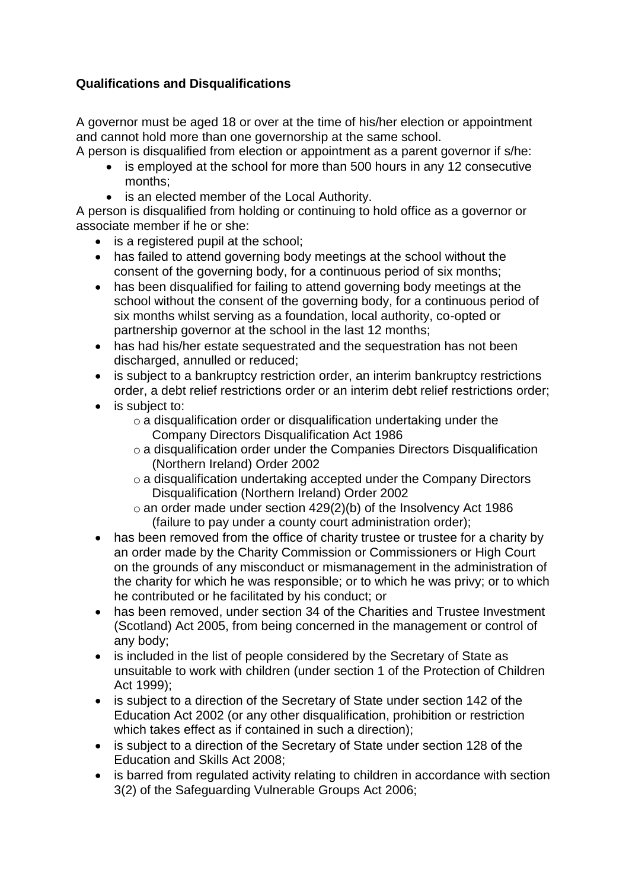**Qualifications and Disqualifications**

A governor must be aged 18 or over at the time of his/her election or appointment and cannot hold more than one governorship at the same school.
A person is disqualified from election or appointment as a parent governor if s/he:

- is employed at the school for more than 500 hours in any 12 consecutive months;
- is an elected member of the Local Authority.

A person is disqualified from holding or continuing to hold office as a governor or associate member if he or she:

- is a registered pupil at the school;
- has failed to attend governing body meetings at the school without the consent of the governing body, for a continuous period of six months;
- has been disqualified for failing to attend governing body meetings at the school without the consent of the governing body, for a continuous period of six months whilst serving as a foundation, local authority, co-opted or partnership governor at the school in the last 12 months;
- has had his/her estate sequestrated and the sequestration has not been discharged, annulled or reduced;
- is subject to a bankruptcy restriction order, an interim bankruptcy restrictions order, a debt relief restrictions order or an interim debt relief restrictions order;
- is subject to:
    - a disqualification order or disqualification undertaking under the Company Directors Disqualification Act 1986
    - a disqualification order under the Companies Directors Disqualification (Northern Ireland) Order 2002
    - a disqualification undertaking accepted under the Company Directors Disqualification (Northern Ireland) Order 2002
    - an order made under section 429(2)(b) of the Insolvency Act 1986 (failure to pay under a county court administration order);
- has been removed from the office of charity trustee or trustee for a charity by an order made by the Charity Commission or Commissioners or High Court on the grounds of any misconduct or mismanagement in the administration of the charity for which he was responsible; or to which he was privy; or to which he contributed or he facilitated by his conduct; or
- has been removed, under section 34 of the Charities and Trustee Investment (Scotland) Act 2005, from being concerned in the management or control of any body;
- is included in the list of people considered by the Secretary of State as unsuitable to work with children (under section 1 of the Protection of Children Act 1999);
- is subject to a direction of the Secretary of State under section 142 of the Education Act 2002 (or any other disqualification, prohibition or restriction which takes effect as if contained in such a direction);
- is subject to a direction of the Secretary of State under section 128 of the Education and Skills Act 2008;
- is barred from regulated activity relating to children in accordance with section 3(2) of the Safeguarding Vulnerable Groups Act 2006;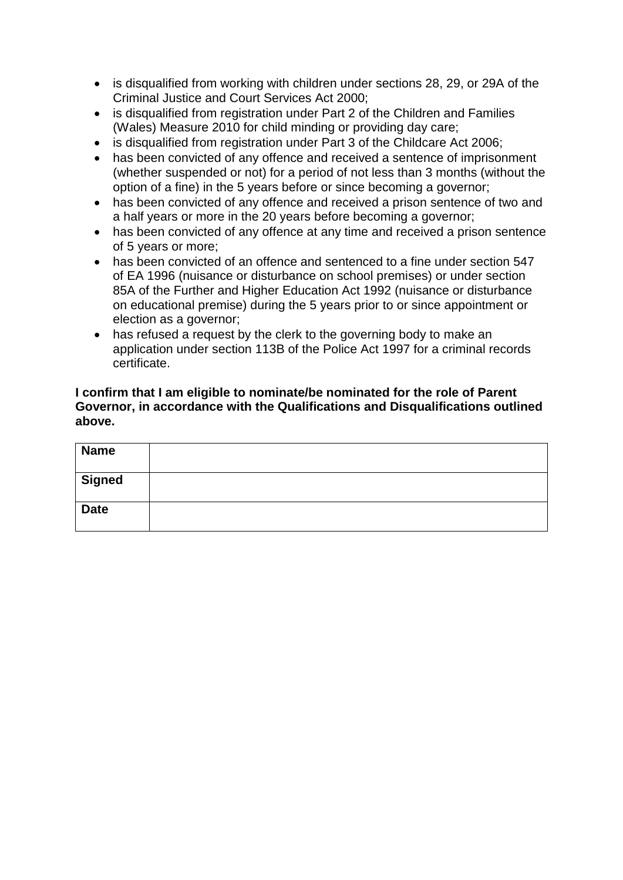- is disqualified from working with children under sections 28, 29, or 29A of the Criminal Justice and Court Services Act 2000;
- is disqualified from registration under Part 2 of the Children and Families (Wales) Measure 2010 for child minding or providing day care;
- is disqualified from registration under Part 3 of the Childcare Act 2006;
- has been convicted of any offence and received a sentence of imprisonment (whether suspended or not) for a period of not less than 3 months (without the option of a fine) in the 5 years before or since becoming a governor;
- has been convicted of any offence and received a prison sentence of two and a half years or more in the 20 years before becoming a governor;
- has been convicted of any offence at any time and received a prison sentence of 5 years or more;
- has been convicted of an offence and sentenced to a fine under section 547 of EA 1996 (nuisance or disturbance on school premises) or under section 85A of the Further and Higher Education Act 1992 (nuisance or disturbance on educational premise) during the 5 years prior to or since appointment or election as a governor;
- has refused a request by the clerk to the governing body to make an application under section 113B of the Police Act 1997 for a criminal records certificate.

**I confirm that I am eligible to nominate/be nominated for the role of Parent Governor, in accordance with the Qualifications and Disqualifications outlined above.**

| | |
|---|---|
| **Name** | |
| **Signed** | |
| **Date** | |